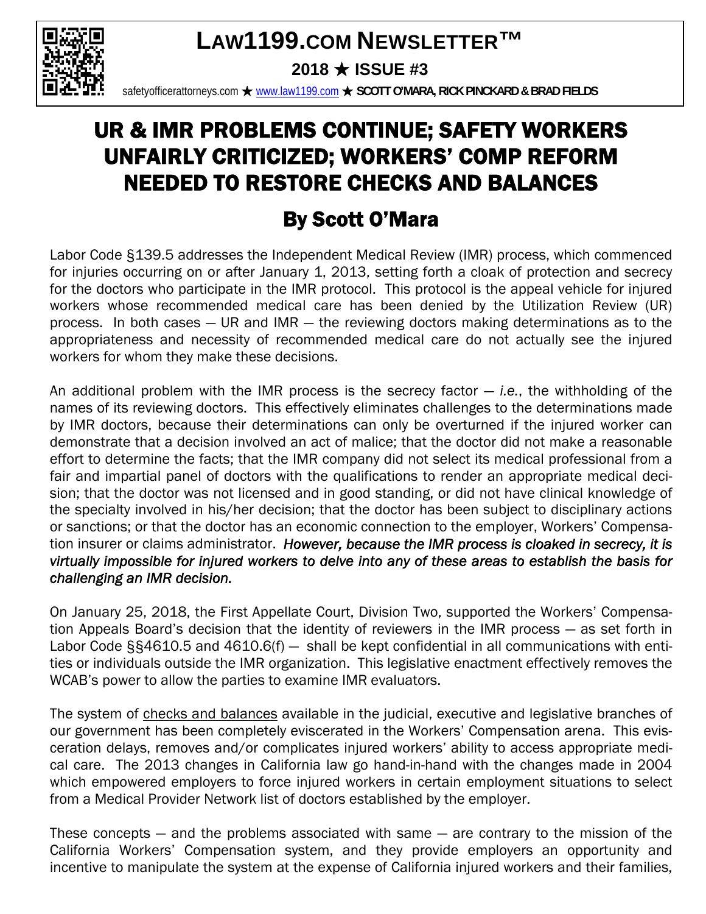# LAW1199.COM NEWSLETTER™

**2018 ★ ISSUE #3**

safetyofficerattorneys.com ★ www.law1199.com ★ **SCOTT O'MARA, RICK PINCKARD & BRAD FIELDS**

# UR & IMR PROBLEMS CONTINUE; SAFETY WORKERS UNFAIRLY CRITICIZED; WORKERS' COMP REFORM NEEDED TO RESTORE CHECKS AND BALANCES

## By Scott O'Mara

Labor Code §139.5 addresses the Independent Medical Review (IMR) process, which commenced for injuries occurring on or after January 1, 2013, setting forth a cloak of protection and secrecy for the doctors who participate in the IMR protocol. This protocol is the appeal vehicle for injured workers whose recommended medical care has been denied by the Utilization Review (UR) process. In both cases — UR and IMR — the reviewing doctors making determinations as to the appropriateness and necessity of recommended medical care do not actually see the injured workers for whom they make these decisions.

An additional problem with the IMR process is the secrecy factor — *i.e.*, the withholding of the names of its reviewing doctors. This effectively eliminates challenges to the determinations made by IMR doctors, because their determinations can only be overturned if the injured worker can demonstrate that a decision involved an act of malice; that the doctor did not make a reasonable effort to determine the facts; that the IMR company did not select its medical professional from a fair and impartial panel of doctors with the qualifications to render an appropriate medical decision; that the doctor was not licensed and in good standing, or did not have clinical knowledge of the specialty involved in his/her decision; that the doctor has been subject to disciplinary actions or sanctions; or that the doctor has an economic connection to the employer, Workers' Compensation insurer or claims administrator. ***However, because the IMR process is cloaked in secrecy, it is virtually impossible for injured workers to delve into any of these areas to establish the basis for challenging an IMR decision.***

On January 25, 2018, the First Appellate Court, Division Two, supported the Workers' Compensation Appeals Board's decision that the identity of reviewers in the IMR process — as set forth in Labor Code §§4610.5 and 4610.6(f) — shall be kept confidential in all communications with entities or individuals outside the IMR organization. This legislative enactment effectively removes the WCAB's power to allow the parties to examine IMR evaluators.

The system of checks and balances available in the judicial, executive and legislative branches of our government has been completely eviscerated in the Workers' Compensation arena. This evisceration delays, removes and/or complicates injured workers' ability to access appropriate medical care. The 2013 changes in California law go hand-in-hand with the changes made in 2004 which empowered employers to force injured workers in certain employment situations to select from a Medical Provider Network list of doctors established by the employer.

These concepts — and the problems associated with same — are contrary to the mission of the California Workers' Compensation system, and they provide employers an opportunity and incentive to manipulate the system at the expense of California injured workers and their families,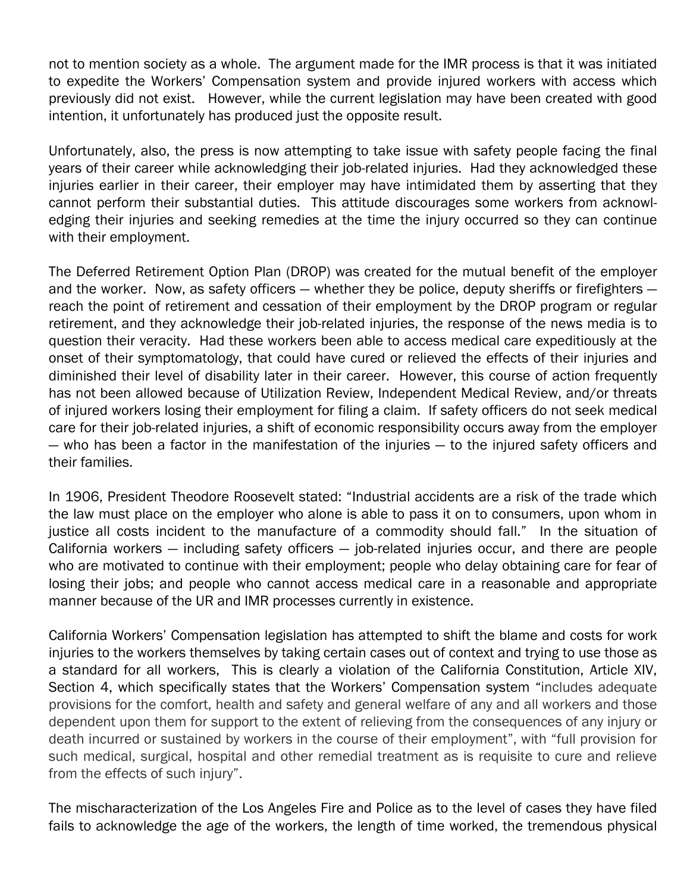not to mention society as a whole. The argument made for the IMR process is that it was initiated to expedite the Workers' Compensation system and provide injured workers with access which previously did not exist. However, while the current legislation may have been created with good intention, it unfortunately has produced just the opposite result.

Unfortunately, also, the press is now attempting to take issue with safety people facing the final years of their career while acknowledging their job-related injuries. Had they acknowledged these injuries earlier in their career, their employer may have intimidated them by asserting that they cannot perform their substantial duties. This attitude discourages some workers from acknowledging their injuries and seeking remedies at the time the injury occurred so they can continue with their employment.

The Deferred Retirement Option Plan (DROP) was created for the mutual benefit of the employer and the worker. Now, as safety officers — whether they be police, deputy sheriffs or firefighters — reach the point of retirement and cessation of their employment by the DROP program or regular retirement, and they acknowledge their job-related injuries, the response of the news media is to question their veracity. Had these workers been able to access medical care expeditiously at the onset of their symptomatology, that could have cured or relieved the effects of their injuries and diminished their level of disability later in their career. However, this course of action frequently has not been allowed because of Utilization Review, Independent Medical Review, and/or threats of injured workers losing their employment for filing a claim. If safety officers do not seek medical care for their job-related injuries, a shift of economic responsibility occurs away from the employer — who has been a factor in the manifestation of the injuries — to the injured safety officers and their families.

In 1906, President Theodore Roosevelt stated: "Industrial accidents are a risk of the trade which the law must place on the employer who alone is able to pass it on to consumers, upon whom in justice all costs incident to the manufacture of a commodity should fall." In the situation of California workers — including safety officers — job-related injuries occur, and there are people who are motivated to continue with their employment; people who delay obtaining care for fear of losing their jobs; and people who cannot access medical care in a reasonable and appropriate manner because of the UR and IMR processes currently in existence.

California Workers' Compensation legislation has attempted to shift the blame and costs for work injuries to the workers themselves by taking certain cases out of context and trying to use those as a standard for all workers, This is clearly a violation of the California Constitution, Article XIV, Section 4, which specifically states that the Workers' Compensation system "includes adequate provisions for the comfort, health and safety and general welfare of any and all workers and those dependent upon them for support to the extent of relieving from the consequences of any injury or death incurred or sustained by workers in the course of their employment", with "full provision for such medical, surgical, hospital and other remedial treatment as is requisite to cure and relieve from the effects of such injury".

The mischaracterization of the Los Angeles Fire and Police as to the level of cases they have filed fails to acknowledge the age of the workers, the length of time worked, the tremendous physical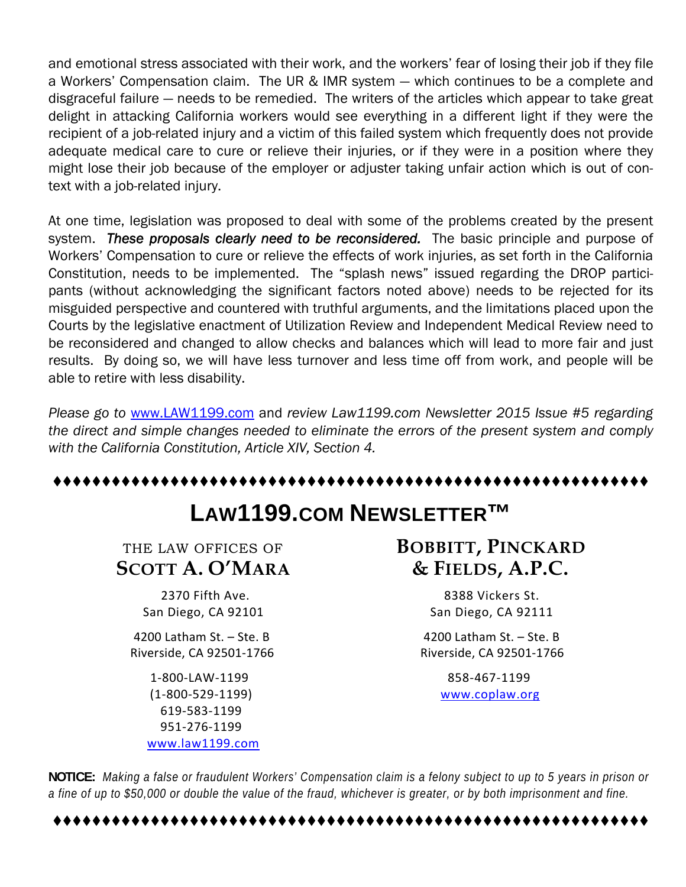and emotional stress associated with their work, and the workers' fear of losing their job if they file a Workers' Compensation claim. The UR & IMR system — which continues to be a complete and disgraceful failure — needs to be remedied. The writers of the articles which appear to take great delight in attacking California workers would see everything in a different light if they were the recipient of a job-related injury and a victim of this failed system which frequently does not provide adequate medical care to cure or relieve their injuries, or if they were in a position where they might lose their job because of the employer or adjuster taking unfair action which is out of context with a job-related injury.

At one time, legislation was proposed to deal with some of the problems created by the present system. ***These proposals clearly need to be reconsidered.*** The basic principle and purpose of Workers' Compensation to cure or relieve the effects of work injuries, as set forth in the California Constitution, needs to be implemented. The "splash news" issued regarding the DROP participants (without acknowledging the significant factors noted above) needs to be rejected for its misguided perspective and countered with truthful arguments, and the limitations placed upon the Courts by the legislative enactment of Utilization Review and Independent Medical Review need to be reconsidered and changed to allow checks and balances which will lead to more fair and just results. By doing so, we will have less turnover and less time off from work, and people will be able to retire with less disability.

*Please go to* [www.LAW1199.com](http://www.LAW1199.com) and *review Law1199.com Newsletter 2015 Issue #5 regarding the direct and simple changes needed to eliminate the errors of the present system and comply with the California Constitution, Article XIV, Section 4.*

♦♦♦♦♦♦♦♦♦♦♦♦♦♦♦♦♦♦♦♦♦♦♦♦♦♦♦♦♦♦♦♦♦♦♦♦♦♦♦♦♦♦♦♦♦♦♦♦♦♦♦♦♦♦♦♦♦♦♦♦

## LAW1199.COM NEWSLETTER™

THE LAW OFFICES OF
**SCOTT A. O'MARA**

2370 Fifth Ave.
San Diego, CA 92101

4200 Latham St. – Ste. B
Riverside, CA 92501-1766

1-800-LAW-1199
(1-800-529-1199)
619-583-1199
951-276-1199
[www.law1199.com](http://www.law1199.com)

**BOBBITT, PINCKARD & FIELDS, A.P.C.**

8388 Vickers St.
San Diego, CA 92111

4200 Latham St. – Ste. B
Riverside, CA 92501-1766

858-467-1199
[www.coplaw.org](http://www.coplaw.org)

**NOTICE:** *Making a false or fraudulent Workers' Compensation claim is a felony subject to up to 5 years in prison or a fine of up to $50,000 or double the value of the fraud, whichever is greater, or by both imprisonment and fine.*

♦♦♦♦♦♦♦♦♦♦♦♦♦♦♦♦♦♦♦♦♦♦♦♦♦♦♦♦♦♦♦♦♦♦♦♦♦♦♦♦♦♦♦♦♦♦♦♦♦♦♦♦♦♦♦♦♦♦♦♦